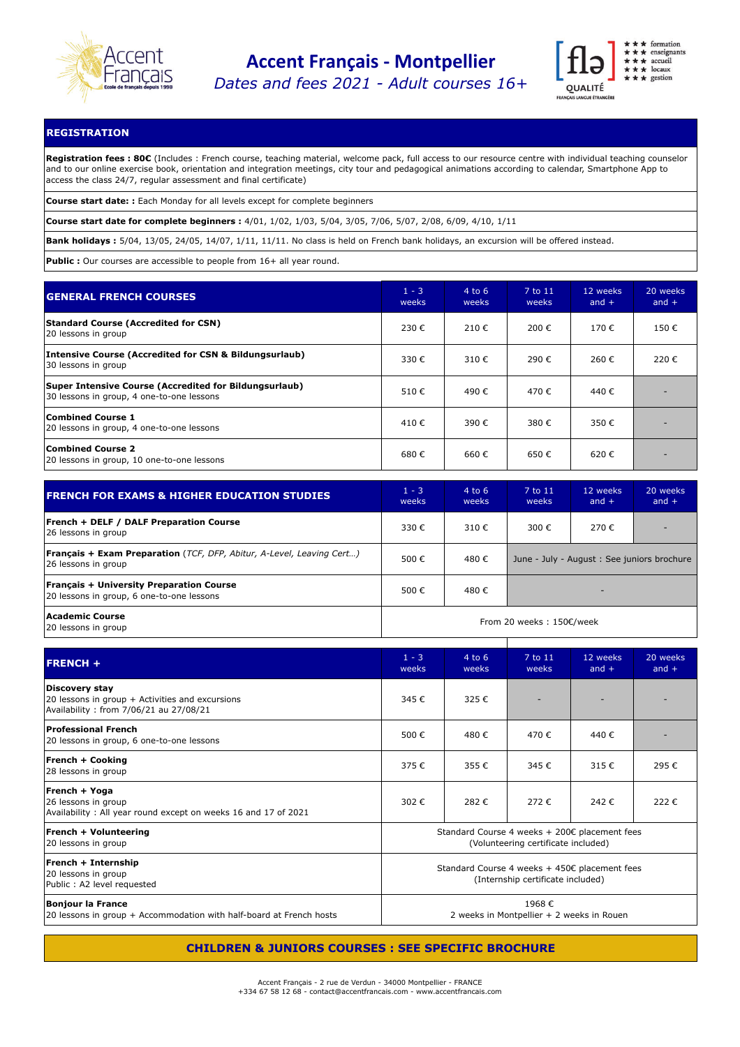# Accent Français - Montpellier

*Dates and fees 2021 - Adult courses 16+*

## REGISTRATION

**Registration fees : 80€** (Includes : French course, teaching material, welcome pack, full access to our resource centre with individual teaching counselor and to our online exercise book, orientation and integration meetings, city tour and pedagogical animations according to calendar, Smartphone App to access the class 24/7, regular assessment and final certificate)

**Course start date: :** Each Monday for all levels except for complete beginners

**Course start date for complete beginners :** 4/01, 1/02, 1/03, 5/04, 3/05, 7/06, 5/07, 2/08, 6/09, 4/10, 1/11

**Bank holidays :** 5/04, 13/05, 24/05, 14/07, 1/11, 11/11. No class is held on French bank holidays, an excursion will be offered instead.

**Public :** Our courses are accessible to people from 16+ all year round.

| GENERAL FRENCH COURSES | 1 - 3 weeks | 4 to 6 weeks | 7 to 11 weeks | 12 weeks and + | 20 weeks and + |
|---|---|---|---|---|---|
| **Standard Course (Accredited for CSN)** 20 lessons in group | 230 € | 210 € | 200 € | 170 € | 150 € |
| **Intensive Course (Accredited for CSN & Bildungsurlaub)** 30 lessons in group | 330 € | 310 € | 290 € | 260 € | 220 € |
| **Super Intensive Course (Accredited for Bildungsurlaub)** 30 lessons in group, 4 one-to-one lessons | 510 € | 490 € | 470 € | 440 € | - |
| **Combined Course 1** 20 lessons in group, 4 one-to-one lessons | 410 € | 390 € | 380 € | 350 € | - |
| **Combined Course 2** 20 lessons in group, 10 one-to-one lessons | 680 € | 660 € | 650 € | 620 € | - |

| FRENCH FOR EXAMS & HIGHER EDUCATION STUDIES | 1 - 3 weeks | 4 to 6 weeks | 7 to 11 weeks | 12 weeks and + | 20 weeks and + |
|---|---|---|---|---|---|
| **French + DELF / DALF Preparation Course** 26 lessons in group | 330 € | 310 € | 300 € | 270 € | - |
| **Français + Exam Preparation** *(TCF, DFP, Abitur, A-Level, Leaving Cert…)* 26 lessons in group | 500 € | 480 € | June - July - August : See juniors brochure | | |
| **Français + University Preparation Course** 20 lessons in group, 6 one-to-one lessons | 500 € | 480 € | - | | |
| **Academic Course** 20 lessons in group | From 20 weeks : 150€/week | | | | |

| FRENCH + | 1 - 3 weeks | 4 to 6 weeks | 7 to 11 weeks | 12 weeks and + | 20 weeks and + |
|---|---|---|---|---|---|
| **Discovery stay** 20 lessons in group + Activities and excursions Availability : from 7/06/21 au 27/08/21 | 345 € | 325 € | - | - | - |
| **Professional French** 20 lessons in group, 6 one-to-one lessons | 500 € | 480 € | 470 € | 440 € | - |
| **French + Cooking** 28 lessons in group | 375 € | 355 € | 345 € | 315 € | 295 € |
| **French + Yoga** 26 lessons in group Availability : All year round except on weeks 16 and 17 of 2021 | 302 € | 282 € | 272 € | 242 € | 222 € |
| **French + Volunteering** 20 lessons in group | Standard Course 4 weeks + 200€ placement fees (Volunteering certificate included) | | | | |
| **French + Internship** 20 lessons in group Public : A2 level requested | Standard Course 4 weeks + 450€ placement fees (Internship certificate included) | | | | |
| **Bonjour la France** 20 lessons in group + Accommodation with half-board at French hosts | 1968 € 2 weeks in Montpellier + 2 weeks in Rouen | | | | |

**CHILDREN & JUNIORS COURSES : SEE SPECIFIC BROCHURE**

Accent Français - 2 rue de Verdun - 34000 Montpellier - FRANCE
+334 67 58 12 68 - contact@accentfrancais.com - www.accentfrancais.com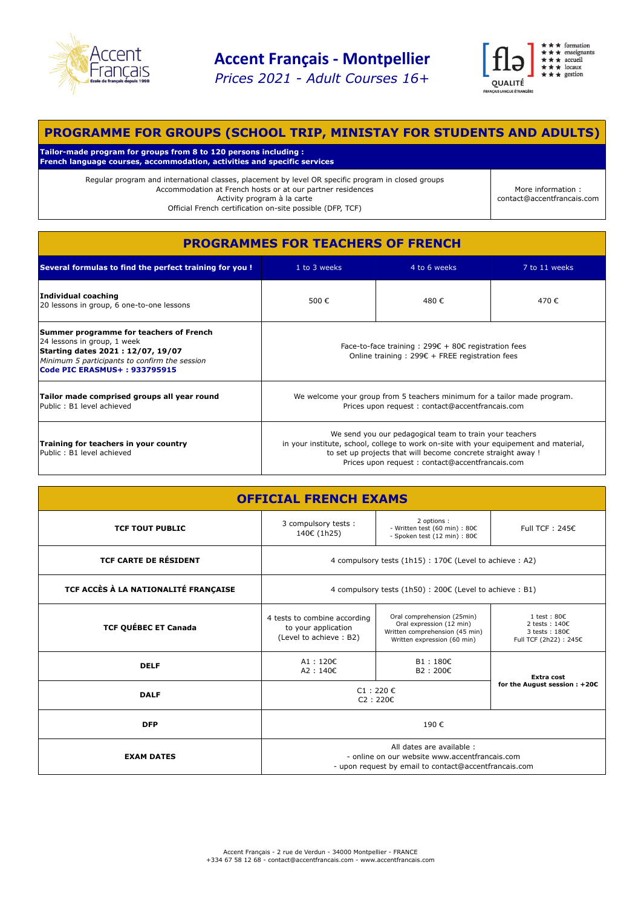# Accent Français - Montpellier

*Prices 2021 - Adult Courses 16+*

## PROGRAMME FOR GROUPS (SCHOOL TRIP, MINISTAY FOR STUDENTS AND ADULTS)

**Tailor-made program for groups from 8 to 120 persons including :**
**French language courses, accommodation, activities and specific services**

| | |
|---|---|
| Regular program and international classes, placement by level OR specific program in closed groups<br>Accommodation at French hosts or at our partner residences<br>Activity program à la carte<br>Official French certification on-site possible (DFP, TCF) | More information :<br>contact@accentfrancais.com |

## PROGRAMMES FOR TEACHERS OF FRENCH

| Several formulas to find the perfect training for you ! | 1 to 3 weeks | 4 to 6 weeks | 7 to 11 weeks |
|---|---|---|---|
| **Individual coaching**<br>20 lessons in group, 6 one-to-one lessons | 500 € | 480 € | 470 € |
| **Summer programme for teachers of French**<br>24 lessons in group, 1 week<br>**Starting dates 2021 : 12/07, 19/07**<br>*Minimum 5 participants to confirm the session*<br>**Code PIC ERASMUS+ : 933795915** | Face-to-face training : 299€ + 80€ registration fees<br>Online training : 299€ + FREE registration fees | | |
| **Tailor made comprised groups all year round**<br>Public : B1 level achieved | We welcome your group from 5 teachers minimum for a tailor made program.<br>Prices upon request : contact@accentfrancais.com | | |
| **Training for teachers in your country**<br>Public : B1 level achieved | We send you our pedagogical team to train your teachers in your institute, school, college to work on-site with your equipement and material, to set up projects that will become concrete straight away !<br>Prices upon request : contact@accentfrancais.com | | |

## OFFICIAL FRENCH EXAMS

| | | | |
|---|---|---|---|
| **TCF TOUT PUBLIC** | 3 compulsory tests : 140€ (1h25) | 2 options :<br>- Written test (60 min) : 80€<br>- Spoken test (12 min) : 80€ | Full TCF : 245€ |
| **TCF CARTE DE RÉSIDENT** | 4 compulsory tests (1h15) : 170€ (Level to achieve : A2) | | |
| **TCF ACCÈS À LA NATIONALITÉ FRANÇAISE** | 4 compulsory tests (1h50) : 200€ (Level to achieve : B1) | | |
| **TCF QUÉBEC ET Canada** | 4 tests to combine according to your application (Level to achieve : B2) | Oral comprehension (25min)<br>Oral expression (12 min)<br>Written comprehension (45 min)<br>Written expression (60 min) | 1 test : 80€<br>2 tests : 140€<br>3 tests : 180€<br>Full TCF (2h22) : 245€ |
| **DELF** | A1 : 120€<br>A2 : 140€ | B1 : 180€<br>B2 : 200€ | **Extra cost for the August session : +20€** |
| **DALF** | C1 : 220 €<br>C2 : 220€ | | |
| **DFP** | 190 € | | |
| **EXAM DATES** | All dates are available :<br>- online on our website www.accentfrancais.com<br>- upon request by email to contact@accentfrancais.com | | |

Accent Français - 2 rue de Verdun - 34000 Montpellier - FRANCE
+334 67 58 12 68 - contact@accentfrancais.com - www.accentfrancais.com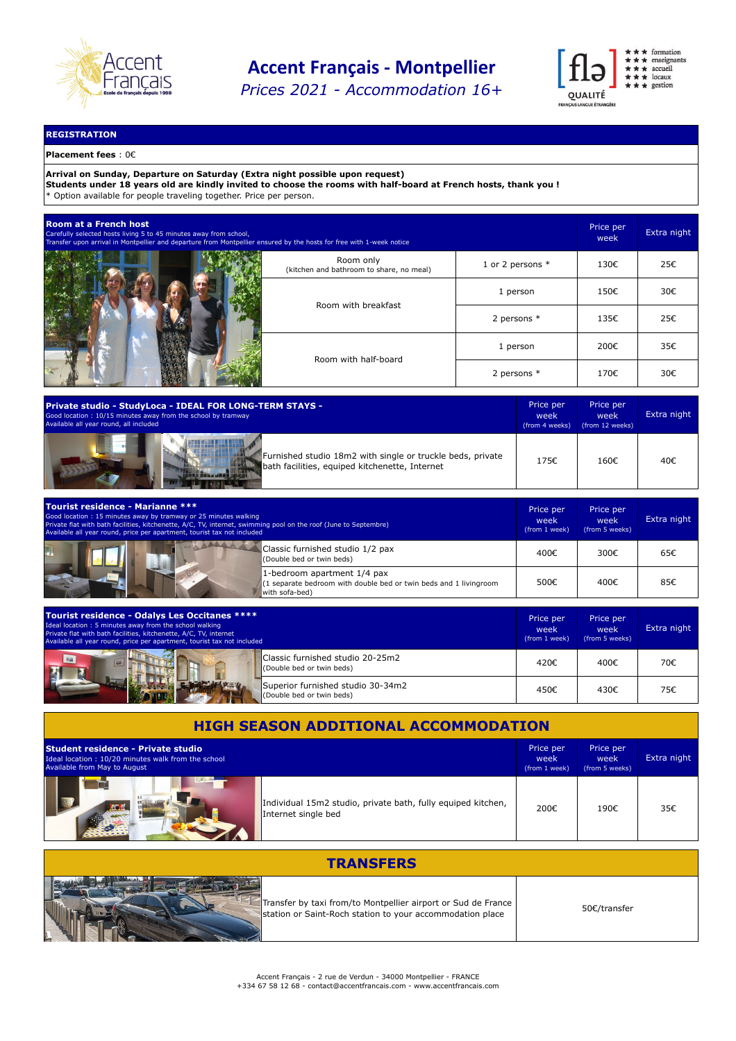# Accent Français - Montpellier

*Prices 2021 - Accommodation 16+*

## REGISTRATION

**Placement fees** : 0€

**Arrival on Sunday, Departure on Saturday (Extra night possible upon request)**
**Students under 18 years old are kindly invited to choose the rooms with half-board at French hosts, thank you !**
* Option available for people traveling together. Price per person.

### Room at a French host

Carefully selected hosts living 5 to 45 minutes away from school,
Transfer upon arrival in Montpellier and departure from Montpellier ensured by the hosts for free with 1-week notice

| | | Price per week | Extra night |
|---|---|---|---|
| Room only (kitchen and bathroom to share, no meal) | 1 or 2 persons * | 130€ | 25€ |
| Room with breakfast | 1 person | 150€ | 30€ |
| | 2 persons * | 135€ | 25€ |
| Room with half-board | 1 person | 200€ | 35€ |
| | 2 persons * | 170€ | 30€ |

### Private studio - StudyLoca - IDEAL FOR LONG-TERM STAYS -

Good location : 10/15 minutes away from the school by tramway
Available all year round, all included

| | Price per week (from 4 weeks) | Price per week (from 12 weeks) | Extra night |
|---|---|---|---|
| Furnished studio 18m2 with single or truckle beds, private bath facilities, equiped kitchenette, Internet | 175€ | 160€ | 40€ |

### Tourist residence - Marianne ***

Good location : 15 minutes away by tramway or 25 minutes walking
Private flat with bath facilities, kitchenette, A/C, TV, internet, swimming pool on the roof (June to Septembre)
Available all year round, price per apartment, tourist tax not included

| | Price per week (from 1 week) | Price per week (from 5 weeks) | Extra night |
|---|---|---|---|
| Classic furnished studio 1/2 pax (Double bed or twin beds) | 400€ | 300€ | 65€ |
| 1-bedroom apartment 1/4 pax (1 separate bedroom with double bed or twin beds and 1 livingroom with sofa-bed) | 500€ | 400€ | 85€ |

### Tourist residence - Odalys Les Occitanes ****

Ideal location : 5 minutes away from the school walking
Private flat with bath facilities, kitchenette, A/C, TV, internet
Available all year round, price per apartment, tourist tax not included

| | Price per week (from 1 week) | Price per week (from 5 weeks) | Extra night |
|---|---|---|---|
| Classic furnished studio 20-25m2 (Double bed or twin beds) | 420€ | 400€ | 70€ |
| Superior furnished studio 30-34m2 (Double bed or twin beds) | 450€ | 430€ | 75€ |

## HIGH SEASON ADDITIONAL ACCOMMODATION

### Student residence - Private studio

Ideal location : 10/20 minutes walk from the school
Available from May to August

| | Price per week (from 1 week) | Price per week (from 5 weeks) | Extra night |
|---|---|---|---|
| Individual 15m2 studio, private bath, fully equiped kitchen, Internet single bed | 200€ | 190€ | 35€ |

## TRANSFERS

| | |
|---|---|
| Transfer by taxi from/to Montpellier airport or Sud de France station or Saint-Roch station to your accommodation place | 50€/transfer |

Accent Français - 2 rue de Verdun - 34000 Montpellier - FRANCE
+334 67 58 12 68 - contact@accentfrancais.com - www.accentfrancais.com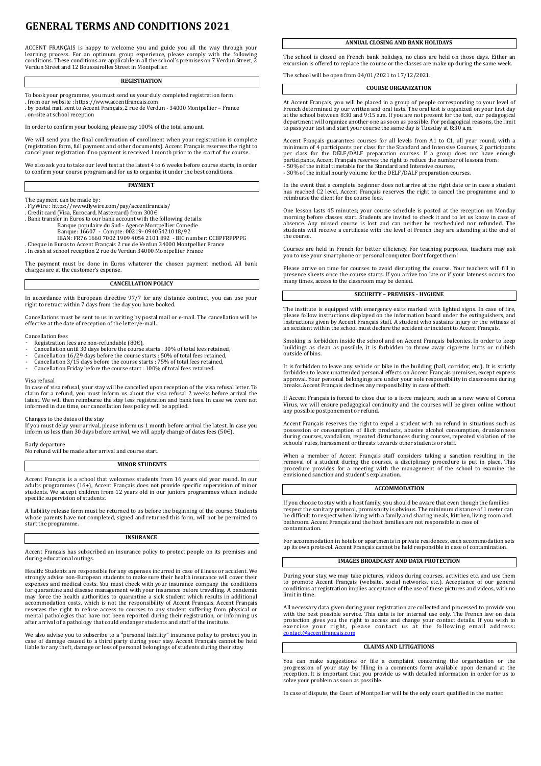# GENERAL TERMS AND CONDITIONS 2021

ACCENT FRANÇAIS is happy to welcome you and guide you all the way through your learning process. For an optimum group experience, please comply with the following conditions. These conditions are applicable in all the school's premises on 7 Verdun Street, 2 Verdun Street and 12 Boussairolles Street in Montpellier.

## REGISTRATION

To book your programme, you must send us your duly completed registration form :
. from our website : https://www.accentfrancais.com
. by postal mail sent to Accent Français, 2 rue de Verdun - 34000 Montpellier – France
. on-site at school reception

In order to confirm your booking, please pay 100% of the total amount.

We will send you the final confirmation of enrollment when your registration is complete (registration form, full payment and other documents). Accent Français reserves the right to cancel your registration if no payment is received 1 month prior to the start of the course.

We also ask you to take our level test at the latest 4 to 6 weeks before course starts, in order to confirm your course program and for us to organize it under the best conditions.

## PAYMENT

The payment can be made by:
. FlyWire : https://www.flywire.com/pay/accentfrancais/
. Credit card (Visa, Eurocard, Mastercard) from 300€
. Bank transfer in Euros to our bank account with the following details:
Banque populaire du Sud - Agence Montpellier Comedie
Banque: 16607 - Compte: 00219- 09405421018/92
IBAN: FR76 1660 7002 1909 4054 2101 892 - BIC number: CCBPFRPPPPG
. Cheque in Euros to Accent Français 2 rue de Verdun 34000 Montpellier France
. In cash at school reception 2 rue de Verdun 34000 Montpellier France

The payment must be done in Euros whatever the chosen payment method. All bank charges are at the customer's expense.

## CANCELLATION POLICY

In accordance with European directive 97/7 for any distance contract, you can use your right to retract within 7 days from the day you have booked.

Cancellations must be sent to us in writing by postal mail or e-mail. The cancellation will be effective at the date of reception of the letter/e-mail.

Cancellation fees
- Registration fees are non-refundable (80€),
- Cancellation until 30 days before the course starts : 30% of total fees retained,
- Cancellation 16/29 days before the course starts : 50% of total fees retained,
- Cancellation 3/15 days before the course starts : 75% of total fees retained,
- Cancellation Friday before the course start : 100% of total fees retained.

Visa refusal
In case of visa refusal, your stay will be cancelled upon reception of the visa refusal letter. To claim for a refund, you must inform us about the visa refusal 2 weeks before arrival the latest. We will then reimburse the stay less registration and bank fees. In case we were not informed in due time, our cancellation fees policy will be applied.

Changes to the dates of the stay
If you must delay your arrival, please inform us 1 month before arrival the latest. In case you inform us less than 30 days before arrival, we will apply change of dates fees (50€).

Early departure
No refund will be made after arrival and course start.

## MINOR STUDENTS

Accent Français is a school that welcomes students from 16 years old year round. In our adults programmes (16+), Accent Français does not provide specific supervision of minor students. We accept children from 12 years old in our juniors programmes which include specific supervision of students.

A liability release form must be returned to us before the beginning of the course. Students whose parents have not completed, signed and returned this form, will not be permitted to start the programme.

## INSURANCE

Accent Français has subscribed an insurance policy to protect people on its premises and during educational outings.

Health: Students are responsible for any expenses incurred in case of illness or accident. We strongly advise non-European students to make sure their health insurance will cover their expenses and medical costs. You must check with your insurance company the conditions for quarantine and disease management with your insurance before travelling. A pandemic may force the health authorities to quarantine a sick student which results in additional accommodation costs, which is not the responsibility of Accent Français. Accent Français reserves the right to refuse access to courses to any student suffering from physical or mental pathologies that have not been reported during their registration, or informing us after arrival of a pathology that could endanger students and staff of the institute.

We also advise you to subscribe to a "personal liability" insurance policy to protect you in case of damage caused to a third party during your stay. Accent Français cannot be held liable for any theft, damage or loss of personal belongings of students during their stay.

## ANNUAL CLOSING AND BANK HOLIDAYS

The school is closed on French bank holidays, no class are held on those days. Either an excursion is offered to replace the course or the classes are make up during the same week.

The school will be open from 04/01/2021 to 17/12/2021.

## COURSE ORGANIZATION

At Accent Français, you will be placed in a group of people corresponding to your level of French determined by our written and oral tests. The oral test is organized on your first day at the school between 8:30 and 9:15 a.m. If you are not present for the test, our pedagogical department will organize another one as soon as possible. For pedagogical reasons, the limit to pass your test and start your course the same day is Tuesday at 8:30 a.m.

Accent Français guarantees courses for all levels from A1 to C1, all year round, with a minimum of 4 participants per class for the Standard and Intensive Courses, 2 participants per class for the DELF/DALF preparation courses. If a group does not have enough participants, Accent Français reserves the right to reduce the number of lessons from :
- 50% of the initial timetable for the Standard and Intensive courses,
- 30% of the initial hourly volume for the DELF/DALF preparation courses.

In the event that a complete beginner does not arrive at the right date or in case a student has reached C2 level, Accent Français reserves the right to cancel the programme and to reimburse the client for the course fees.

One lesson lasts 45 minutes; your course schedule is posted at the reception on Monday morning before classes start. Students are invited to check it and to let us know in case of absence. Any missed course is lost and can neither be rescheduled nor refunded. The students will receive a certificate with the level of French they are attending at the end of the course.

Courses are held in French for better efficiency. For teaching purposes, teachers may ask you to use your smartphone or personal computer. Don't forget them!

Please arrive on time for courses to avoid disrupting the course. Your teachers will fill in presence sheets once the course starts. If you arrive too late or if your lateness occurs too many times, access to the classroom may be denied.

## SECURITY – PREMISES - HYGIENE

The institute is equipped with emergency exits marked with lighted signs. In case of fire, please follow instructions displayed on the information board under the extinguishers, and instructions given by Accent Français staff. A student who sustains injury or the witness of an accident within the school must declare the accident or incident to Accent Français.

Smoking is forbidden inside the school and on Accent Français balconies. In order to keep buildings as clean as possible, it is forbidden to throw away cigarette butts or rubbish outside of bins.

It is forbidden to leave any vehicle or bike in the building (hall, corridor, etc.). It is strictly forbidden to leave unattended personal effects on Accent Français premises, except express approval. Your personal belongings are under your sole responsibility in classrooms during breaks. Accent Français declines any responsibility in case of theft.

If Accent Français is forced to close due to a force majeure, such as a new wave of Corona Virus, we will ensure pedagogical continuity and the courses will be given online without any possible postponement or refund.

Accent Français reserves the right to expel a student with no refund in situations such as possession or consumption of illicit products, abusive alcohol consumption, drunkenness during courses, vandalism, repeated disturbances during courses, repeated violation of the schools' rules, harassment or threats towards other students or staff.

When a member of Accent Français staff considers taking a sanction resulting in the removal of a student during the courses, a disciplinary procedure is put in place. This procedure provides for a meeting with the management of the school to examine the envisioned sanction and student's explanation.

## ACCOMMODATION

If you choose to stay with a host family, you should be aware that even though the families respect the sanitary protocol, promiscuity is obvious. The minimum distance of 1 meter can be difficult to respect when living with a family and sharing meals, kitchen, living room and bathroom. Accent Français and the host families are not responsible in case of contamination.

For accommodation in hotels or apartments in private residences, each accommodation sets up its own protocol. Accent Français cannot be held responsible in case of contamination.

## IMAGES BROADCAST AND DATA PROTECTION

During your stay, we may take pictures, videos during courses, activities etc. and use them to promote Accent Français (website, social networks, etc.). Acceptance of our general conditions at registration implies acceptance of the use of these pictures and videos, with no limit in time.

All necessary data given during your registration are collected and processed to provide you with the best possible service. This data is for internal use only. The French law on data protection gives you the right to access and change your contact details. If you wish to exercise your right, please contact us at the following email address: contact@accentfrancais.com

## CLAIMS AND LITIGATIONS

You can make suggestions or file a complaint concerning the organization or the progression of your stay by filling in a comments form available upon demand at the reception. It is important that you provide us with detailed information in order for us to solve your problem as soon as possible.

In case of dispute, the Court of Montpellier will be the only court qualified in the matter.